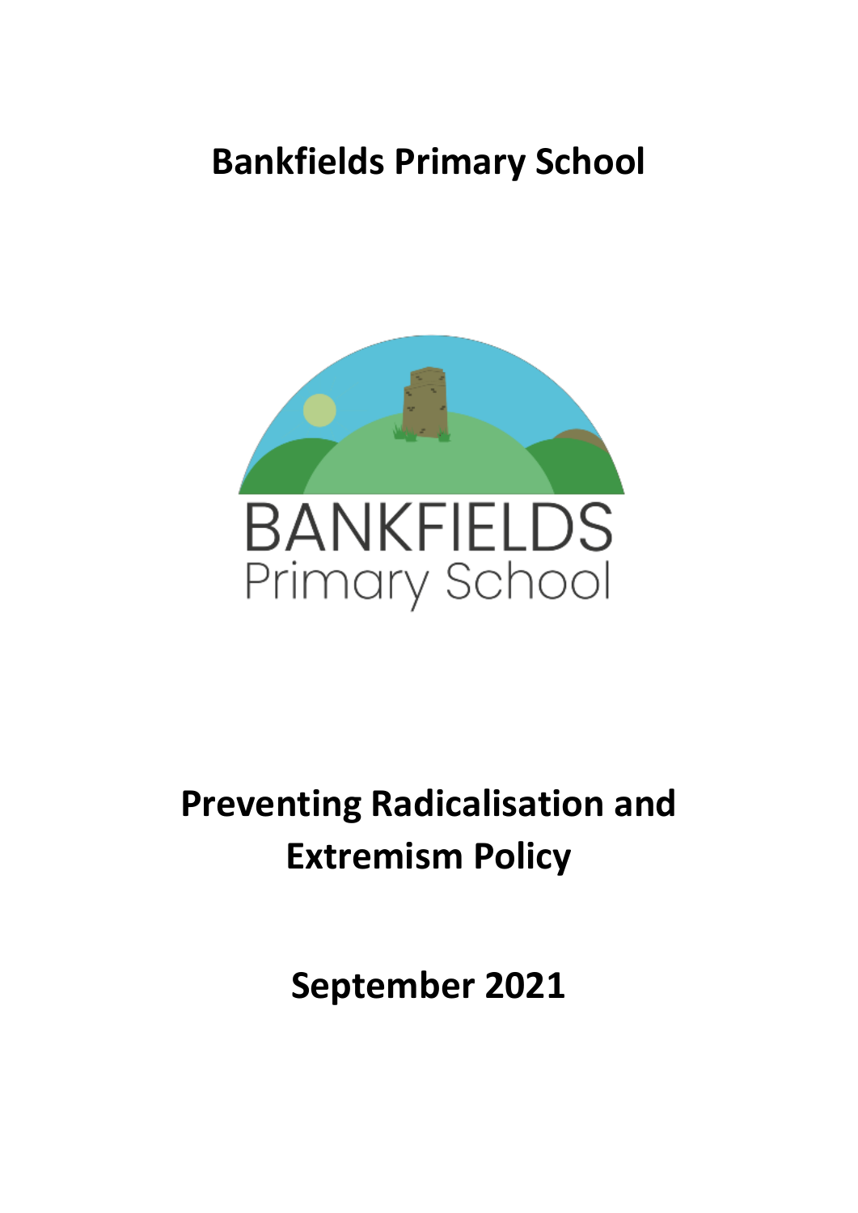# Bankfields Primary School

BANKFIELDS
Primary School

# Preventing Radicalisation and Extremism Policy

## September 2021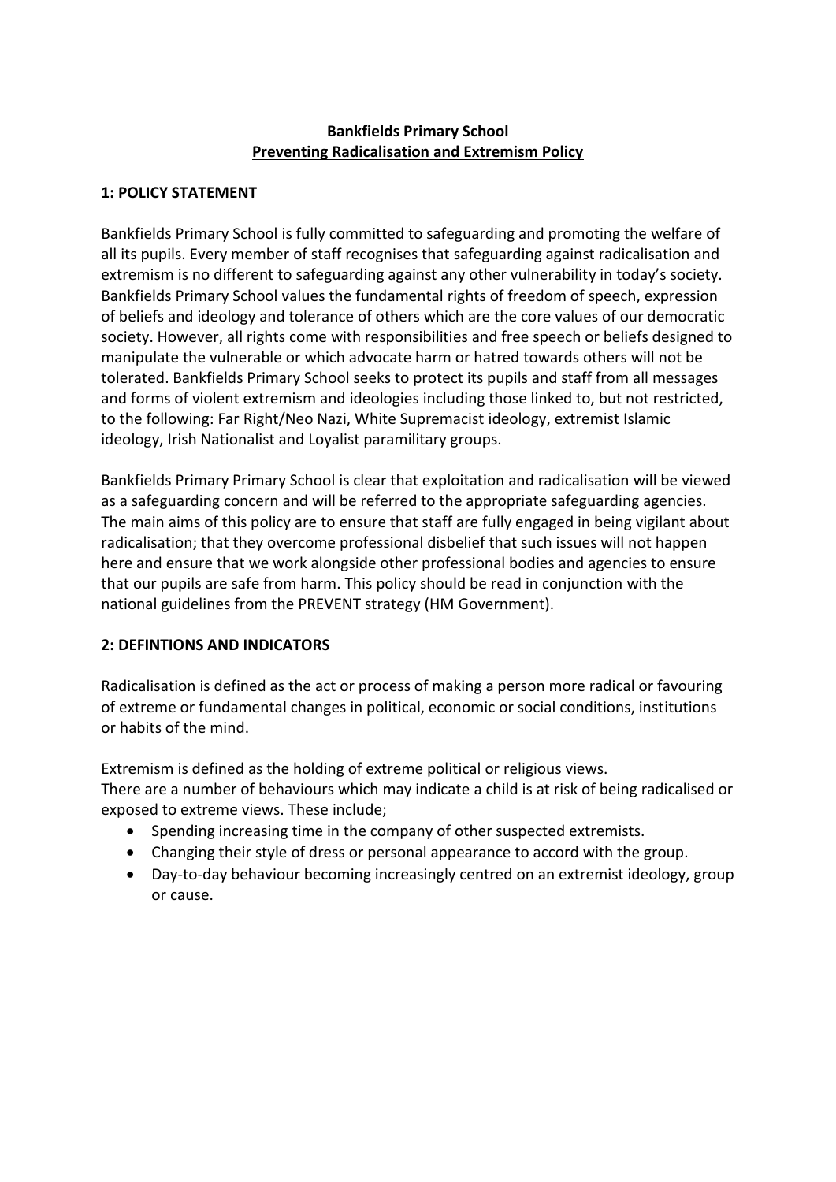**Bankfields Primary School**
**Preventing Radicalisation and Extremism Policy**

## 1: POLICY STATEMENT

Bankfields Primary School is fully committed to safeguarding and promoting the welfare of all its pupils. Every member of staff recognises that safeguarding against radicalisation and extremism is no different to safeguarding against any other vulnerability in today's society. Bankfields Primary School values the fundamental rights of freedom of speech, expression of beliefs and ideology and tolerance of others which are the core values of our democratic society. However, all rights come with responsibilities and free speech or beliefs designed to manipulate the vulnerable or which advocate harm or hatred towards others will not be tolerated. Bankfields Primary School seeks to protect its pupils and staff from all messages and forms of violent extremism and ideologies including those linked to, but not restricted, to the following: Far Right/Neo Nazi, White Supremacist ideology, extremist Islamic ideology, Irish Nationalist and Loyalist paramilitary groups.

Bankfields Primary Primary School is clear that exploitation and radicalisation will be viewed as a safeguarding concern and will be referred to the appropriate safeguarding agencies. The main aims of this policy are to ensure that staff are fully engaged in being vigilant about radicalisation; that they overcome professional disbelief that such issues will not happen here and ensure that we work alongside other professional bodies and agencies to ensure that our pupils are safe from harm. This policy should be read in conjunction with the national guidelines from the PREVENT strategy (HM Government).

## 2: DEFINTIONS AND INDICATORS

Radicalisation is defined as the act or process of making a person more radical or favouring of extreme or fundamental changes in political, economic or social conditions, institutions or habits of the mind.

Extremism is defined as the holding of extreme political or religious views.
There are a number of behaviours which may indicate a child is at risk of being radicalised or exposed to extreme views. These include;

- Spending increasing time in the company of other suspected extremists.
- Changing their style of dress or personal appearance to accord with the group.
- Day-to-day behaviour becoming increasingly centred on an extremist ideology, group or cause.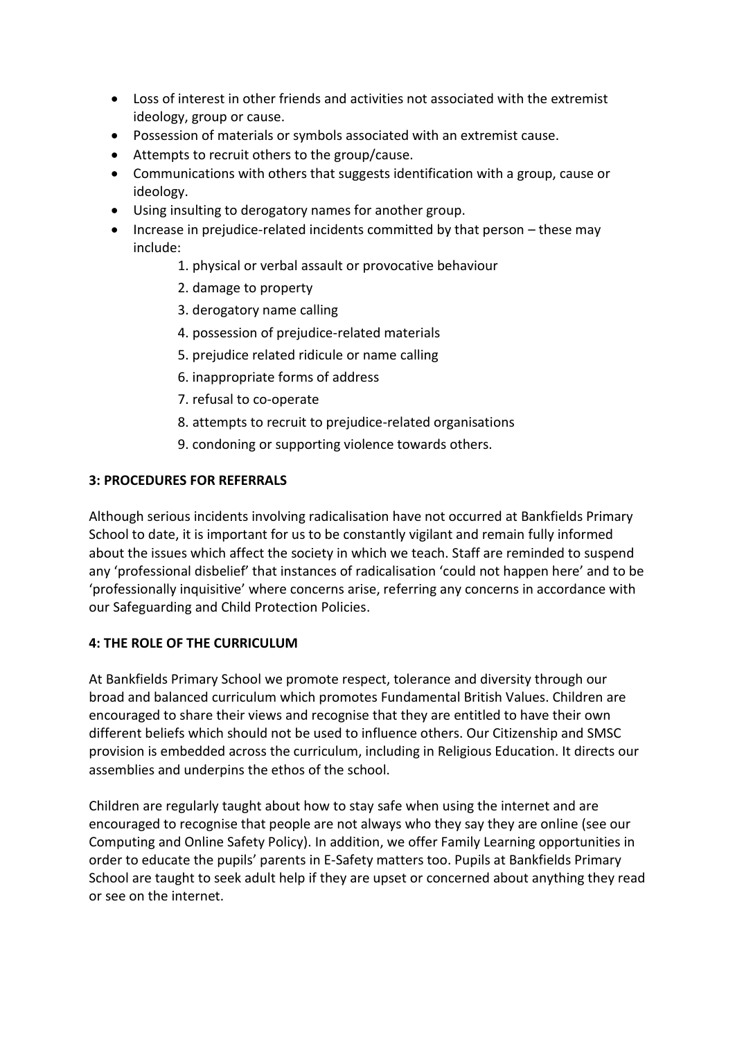- Loss of interest in other friends and activities not associated with the extremist ideology, group or cause.
- Possession of materials or symbols associated with an extremist cause.
- Attempts to recruit others to the group/cause.
- Communications with others that suggests identification with a group, cause or ideology.
- Using insulting to derogatory names for another group.
- Increase in prejudice-related incidents committed by that person – these may include:
    1. physical or verbal assault or provocative behaviour
    2. damage to property
    3. derogatory name calling
    4. possession of prejudice-related materials
    5. prejudice related ridicule or name calling
    6. inappropriate forms of address
    7. refusal to co-operate
    8. attempts to recruit to prejudice-related organisations
    9. condoning or supporting violence towards others.

**3: PROCEDURES FOR REFERRALS**

Although serious incidents involving radicalisation have not occurred at Bankfields Primary School to date, it is important for us to be constantly vigilant and remain fully informed about the issues which affect the society in which we teach. Staff are reminded to suspend any 'professional disbelief' that instances of radicalisation 'could not happen here' and to be 'professionally inquisitive' where concerns arise, referring any concerns in accordance with our Safeguarding and Child Protection Policies.

**4: THE ROLE OF THE CURRICULUM**

At Bankfields Primary School we promote respect, tolerance and diversity through our broad and balanced curriculum which promotes Fundamental British Values. Children are encouraged to share their views and recognise that they are entitled to have their own different beliefs which should not be used to influence others. Our Citizenship and SMSC provision is embedded across the curriculum, including in Religious Education. It directs our assemblies and underpins the ethos of the school.

Children are regularly taught about how to stay safe when using the internet and are encouraged to recognise that people are not always who they say they are online (see our Computing and Online Safety Policy). In addition, we offer Family Learning opportunities in order to educate the pupils' parents in E-Safety matters too. Pupils at Bankfields Primary School are taught to seek adult help if they are upset or concerned about anything they read or see on the internet.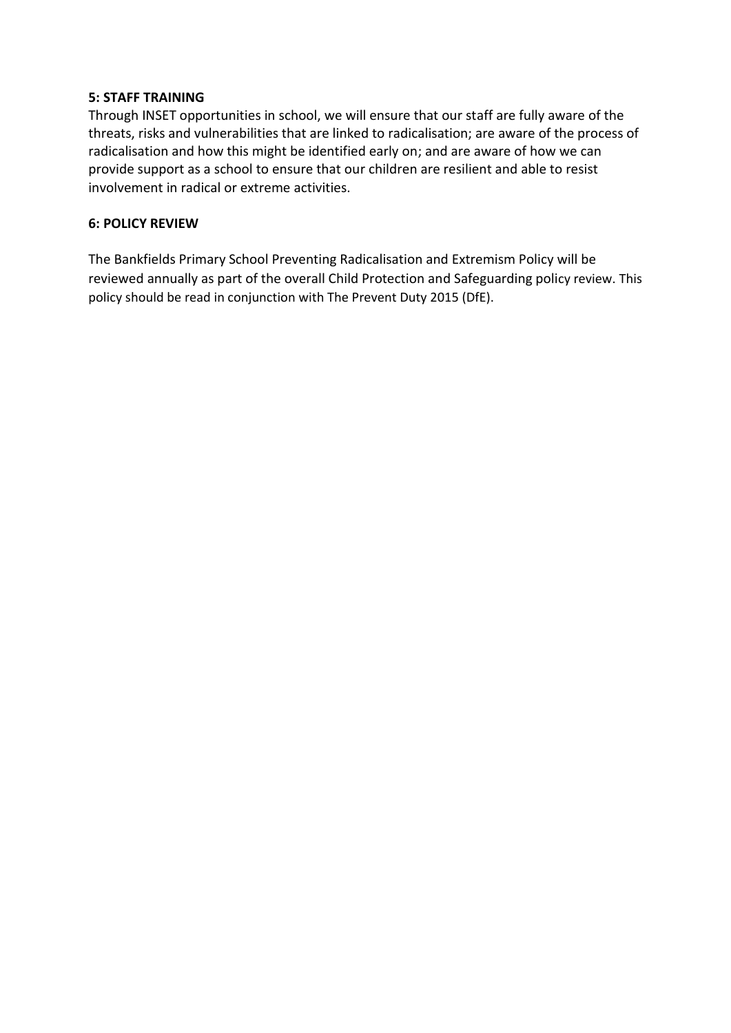**5: STAFF TRAINING**

Through INSET opportunities in school, we will ensure that our staff are fully aware of the threats, risks and vulnerabilities that are linked to radicalisation; are aware of the process of radicalisation and how this might be identified early on; and are aware of how we can provide support as a school to ensure that our children are resilient and able to resist involvement in radical or extreme activities.

**6: POLICY REVIEW**

The Bankfields Primary School Preventing Radicalisation and Extremism Policy will be reviewed annually as part of the overall Child Protection and Safeguarding policy review. This policy should be read in conjunction with The Prevent Duty 2015 (DfE).